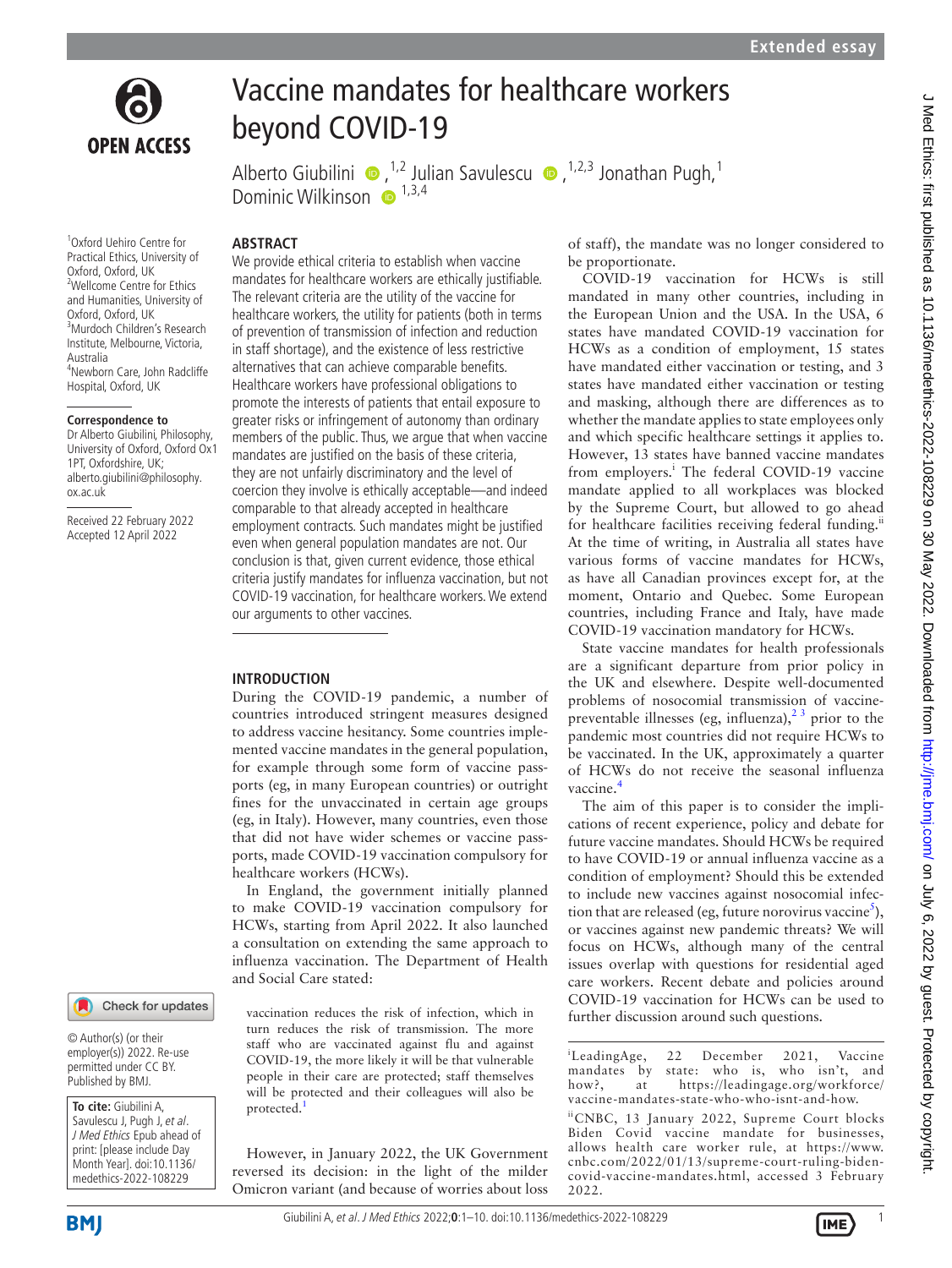Extended essay

# Vaccine mandates for healthcare workers beyond COVID-19

Alberto Giubilini [1,2], Julian Savulescu [1,2,3], Jonathan Pugh [1], Dominic Wilkinson [1,3,4]

[1] Oxford Uehiro Centre for Practical Ethics, University of Oxford, Oxford, UK
[2] Wellcome Centre for Ethics and Humanities, University of Oxford, Oxford, UK
[3] Murdoch Children's Research Institute, Melbourne, Victoria, Australia
[4] Newborn Care, John Radcliffe Hospital, Oxford, UK

**Correspondence to**
Dr Alberto Giubilini, Philosophy, University of Oxford, Oxford Ox1 1PT, Oxfordshire, UK; alberto.giubilini@philosophy.ox.ac.uk

Received 22 February 2022
Accepted 12 April 2022

© Author(s) (or their employer(s)) 2022. Re-use permitted under CC BY. Published by BMJ.

**To cite:** Giubilini A, Savulescu J, Pugh J, *et al*. *J Med Ethics* Epub ahead of print: [please include Day Month Year]. doi:10.1136/medethics-2022-108229

## ABSTRACT

We provide ethical criteria to establish when vaccine mandates for healthcare workers are ethically justifiable. The relevant criteria are the utility of the vaccine for healthcare workers, the utility for patients (both in terms of prevention of transmission of infection and reduction in staff shortage), and the existence of less restrictive alternatives that can achieve comparable benefits. Healthcare workers have professional obligations to promote the interests of patients that entail exposure to greater risks or infringement of autonomy than ordinary members of the public. Thus, we argue that when vaccine mandates are justified on the basis of these criteria, they are not unfairly discriminatory and the level of coercion they involve is ethically acceptable—and indeed comparable to that already accepted in healthcare employment contracts. Such mandates might be justified even when general population mandates are not. Our conclusion is that, given current evidence, those ethical criteria justify mandates for influenza vaccination, but not COVID-19 vaccination, for healthcare workers. We extend our arguments to other vaccines.

## INTRODUCTION

During the COVID-19 pandemic, a number of countries introduced stringent measures designed to address vaccine hesitancy. Some countries implemented vaccine mandates in the general population, for example through some form of vaccine passports (eg, in many European countries) or outright fines for the unvaccinated in certain age groups (eg, in Italy). However, many countries, even those that did not have wider schemes or vaccine passports, made COVID-19 vaccination compulsory for healthcare workers (HCWs).

In England, the government initially planned to make COVID-19 vaccination compulsory for HCWs, starting from April 2022. It also launched a consultation on extending the same approach to influenza vaccination. The Department of Health and Social Care stated:

> vaccination reduces the risk of infection, which in turn reduces the risk of transmission. The more staff who are vaccinated against flu and against COVID-19, the more likely it will be that vulnerable people in their care are protected; staff themselves will be protected and their colleagues will also be protected.[1]

However, in January 2022, the UK Government reversed its decision: in the light of the milder Omicron variant (and because of worries about loss of staff), the mandate was no longer considered to be proportionate.

COVID-19 vaccination for HCWs is still mandated in many other countries, including in the European Union and the USA. In the USA, 6 states have mandated COVID-19 vaccination for HCWs as a condition of employment, 15 states have mandated either vaccination or testing, and 3 states have mandated either vaccination or testing and masking, although there are differences as to whether the mandate applies to state employees only and which specific healthcare settings it applies to. However, 13 states have banned vaccine mandates from employers.[i] The federal COVID-19 vaccine mandate applied to all workplaces was blocked by the Supreme Court, but allowed to go ahead for healthcare facilities receiving federal funding.[ii] At the time of writing, in Australia all states have various forms of vaccine mandates for HCWs, as have all Canadian provinces except for, at the moment, Ontario and Quebec. Some European countries, including France and Italy, have made COVID-19 vaccination mandatory for HCWs.

State vaccine mandates for health professionals are a significant departure from prior policy in the UK and elsewhere. Despite well-documented problems of nosocomial transmission of vaccine-preventable illnesses (eg, influenza),[2,3] prior to the pandemic most countries did not require HCWs to be vaccinated. In the UK, approximately a quarter of HCWs do not receive the seasonal influenza vaccine.[4]

The aim of this paper is to consider the implications of recent experience, policy and debate for future vaccine mandates. Should HCWs be required to have COVID-19 or annual influenza vaccine as a condition of employment? Should this be extended to include new vaccines against nosocomial infection that are released (eg, future norovirus vaccine[5]), or vaccines against new pandemic threats? We will focus on HCWs, although many of the central issues overlap with questions for residential aged care workers. Recent debate and policies around COVID-19 vaccination for HCWs can be used to further discussion around such questions.

---

[i] LeadingAge, 22 December 2021, Vaccine mandates by state: who is, who isn't, and how?, at https://leadingage.org/workforce/vaccine-mandates-state-who-who-isnt-and-how.

[ii] CNBC, 13 January 2022, Supreme Court blocks Biden Covid vaccine mandate for businesses, allows health care worker rule, at https://www.cnbc.com/2022/01/13/supreme-court-ruling-biden-covid-vaccine-mandates.html, accessed 3 February 2022.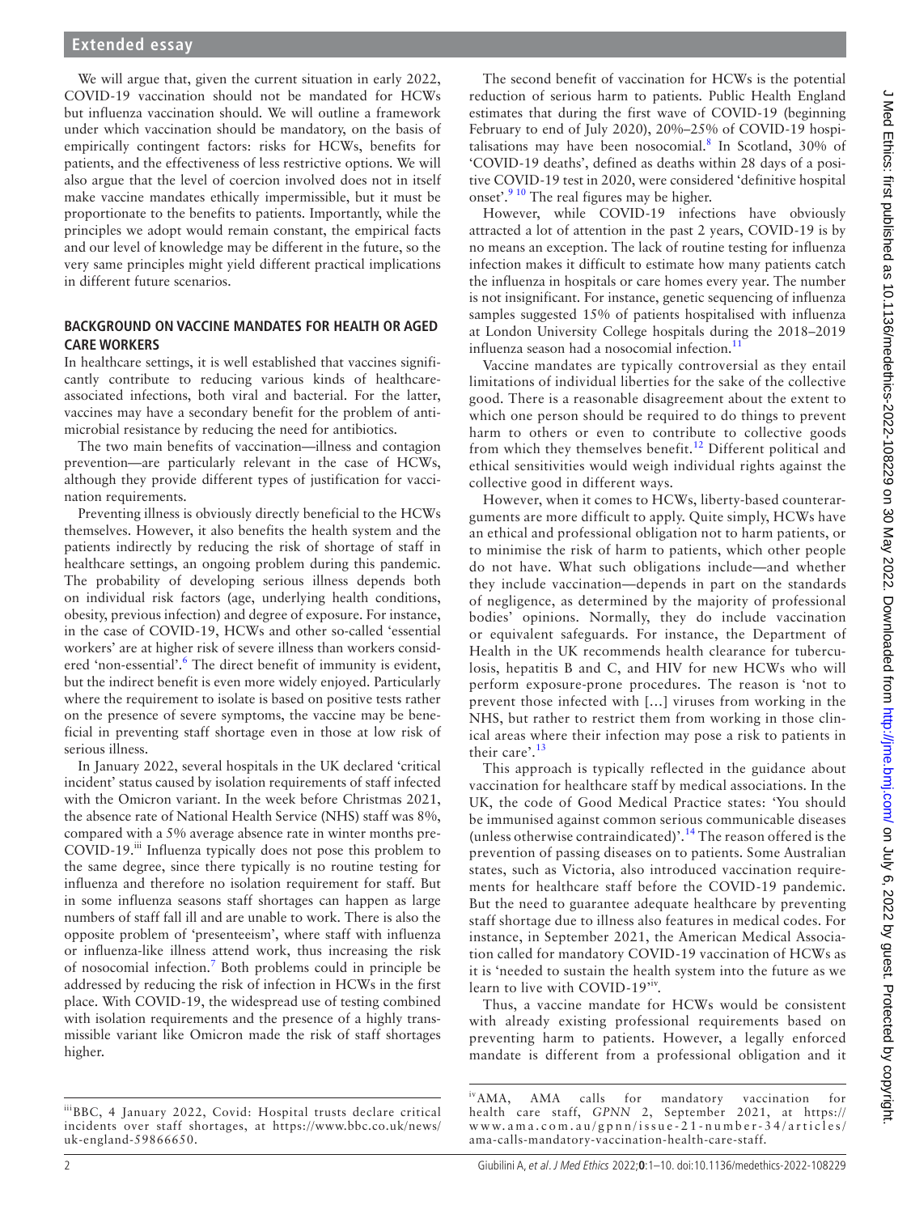We will argue that, given the current situation in early 2022, COVID-19 vaccination should not be mandated for HCWs but influenza vaccination should. We will outline a framework under which vaccination should be mandatory, on the basis of empirically contingent factors: risks for HCWs, benefits for patients, and the effectiveness of less restrictive options. We will also argue that the level of coercion involved does not in itself make vaccine mandates ethically impermissible, but it must be proportionate to the benefits to patients. Importantly, while the principles we adopt would remain constant, the empirical facts and our level of knowledge may be different in the future, so the very same principles might yield different practical implications in different future scenarios.

## BACKGROUND ON VACCINE MANDATES FOR HEALTH OR AGED CARE WORKERS

In healthcare settings, it is well established that vaccines significantly contribute to reducing various kinds of healthcare-associated infections, both viral and bacterial. For the latter, vaccines may have a secondary benefit for the problem of antimicrobial resistance by reducing the need for antibiotics.

The two main benefits of vaccination—illness and contagion prevention—are particularly relevant in the case of HCWs, although they provide different types of justification for vaccination requirements.

Preventing illness is obviously directly beneficial to the HCWs themselves. However, it also benefits the health system and the patients indirectly by reducing the risk of shortage of staff in healthcare settings, an ongoing problem during this pandemic. The probability of developing serious illness depends both on individual risk factors (age, underlying health conditions, obesity, previous infection) and degree of exposure. For instance, in the case of COVID-19, HCWs and other so-called 'essential workers' are at higher risk of severe illness than workers considered 'non-essential'.[6] The direct benefit of immunity is evident, but the indirect benefit is even more widely enjoyed. Particularly where the requirement to isolate is based on positive tests rather on the presence of severe symptoms, the vaccine may be beneficial in preventing staff shortage even in those at low risk of serious illness.

In January 2022, several hospitals in the UK declared 'critical incident' status caused by isolation requirements of staff infected with the Omicron variant. In the week before Christmas 2021, the absence rate of National Health Service (NHS) staff was 8%, compared with a 5% average absence rate in winter months pre-COVID-19.[iii] Influenza typically does not pose this problem to the same degree, since there typically is no routine testing for influenza and therefore no isolation requirement for staff. But in some influenza seasons staff shortages can happen as large numbers of staff fall ill and are unable to work. There is also the opposite problem of 'presenteeism', where staff with influenza or influenza-like illness attend work, thus increasing the risk of nosocomial infection.[7] Both problems could in principle be addressed by reducing the risk of infection in HCWs in the first place. With COVID-19, the widespread use of testing combined with isolation requirements and the presence of a highly transmissible variant like Omicron made the risk of staff shortages higher.

The second benefit of vaccination for HCWs is the potential reduction of serious harm to patients. Public Health England estimates that during the first wave of COVID-19 (beginning February to end of July 2020), 20%–25% of COVID-19 hospitalisations may have been nosocomial.[8] In Scotland, 30% of 'COVID-19 deaths', defined as deaths within 28 days of a positive COVID-19 test in 2020, were considered 'definitive hospital onset'.[9,10] The real figures may be higher.

However, while COVID-19 infections have obviously attracted a lot of attention in the past 2 years, COVID-19 is by no means an exception. The lack of routine testing for influenza infection makes it difficult to estimate how many patients catch the influenza in hospitals or care homes every year. The number is not insignificant. For instance, genetic sequencing of influenza samples suggested 15% of patients hospitalised with influenza at London University College hospitals during the 2018–2019 influenza season had a nosocomial infection.[11]

Vaccine mandates are typically controversial as they entail limitations of individual liberties for the sake of the collective good. There is a reasonable disagreement about the extent to which one person should be required to do things to prevent harm to others or even to contribute to collective goods from which they themselves benefit.[12] Different political and ethical sensitivities would weigh individual rights against the collective good in different ways.

However, when it comes to HCWs, liberty-based counterarguments are more difficult to apply. Quite simply, HCWs have an ethical and professional obligation not to harm patients, or to minimise the risk of harm to patients, which other people do not have. What such obligations include—and whether they include vaccination—depends in part on the standards of negligence, as determined by the majority of professional bodies' opinions. Normally, they do include vaccination or equivalent safeguards. For instance, the Department of Health in the UK recommends health clearance for tuberculosis, hepatitis B and C, and HIV for new HCWs who will perform exposure-prone procedures. The reason is 'not to prevent those infected with […] viruses from working in the NHS, but rather to restrict them from working in those clinical areas where their infection may pose a risk to patients in their care'.[13]

This approach is typically reflected in the guidance about vaccination for healthcare staff by medical associations. In the UK, the code of Good Medical Practice states: 'You should be immunised against common serious communicable diseases (unless otherwise contraindicated)'.[14] The reason offered is the prevention of passing diseases on to patients. Some Australian states, such as Victoria, also introduced vaccination requirements for healthcare staff before the COVID-19 pandemic. But the need to guarantee adequate healthcare by preventing staff shortage due to illness also features in medical codes. For instance, in September 2021, the American Medical Association called for mandatory COVID-19 vaccination of HCWs as it is 'needed to sustain the health system into the future as we learn to live with COVID-19'[iv].

Thus, a vaccine mandate for HCWs would be consistent with already existing professional requirements based on preventing harm to patients. However, a legally enforced mandate is different from a professional obligation and it

---

[iii] BBC, 4 January 2022, Covid: Hospital trusts declare critical incidents over staff shortages, at https://www.bbc.co.uk/news/uk-england-59866650.

[iv] AMA, AMA calls for mandatory vaccination for health care staff, *GPNN* 2, September 2021, at https://www.ama.com.au/gpnn/issue-21-number-34/articles/ama-calls-mandatory-vaccination-health-care-staff.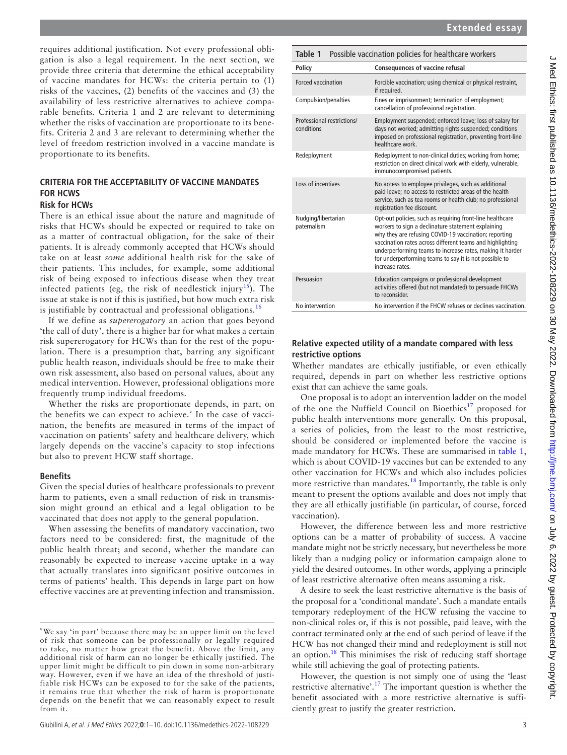requires additional justification. Not every professional obligation is also a legal requirement. In the next section, we provide three criteria that determine the ethical acceptability of vaccine mandates for HCWs: the criteria pertain to (1) risks of the vaccines, (2) benefits of the vaccines and (3) the availability of less restrictive alternatives to achieve comparable benefits. Criteria 1 and 2 are relevant to determining whether the risks of vaccination are proportionate to its benefits. Criteria 2 and 3 are relevant to determining whether the level of freedom restriction involved in a vaccine mandate is proportionate to its benefits.

## CRITERIA FOR THE ACCEPTABILITY OF VACCINE MANDATES FOR HCWS

### Risk for HCWs

There is an ethical issue about the nature and magnitude of risks that HCWs should be expected or required to take on as a matter of contractual obligation, for the sake of their patients. It is already commonly accepted that HCWs should take on at least *some* additional health risk for the sake of their patients. This includes, for example, some additional risk of being exposed to infectious disease when they treat infected patients (eg, the risk of needlestick injury[15]). The issue at stake is not if this is justified, but how much extra risk is justifiable by contractual and professional obligations.[16]

If we define as *supererogatory* an action that goes beyond 'the call of duty', there is a higher bar for what makes a certain risk supererogatory for HCWs than for the rest of the population. There is a presumption that, barring any significant public health reason, individuals should be free to make their own risk assessment, also based on personal values, about any medical intervention. However, professional obligations more frequently trump individual freedoms.

Whether the risks are proportionate depends, in part, on the benefits we can expect to achieve.[v] In the case of vaccination, the benefits are measured in terms of the impact of vaccination on patients' safety and healthcare delivery, which largely depends on the vaccine's capacity to stop infections but also to prevent HCW staff shortage.

### Benefits

Given the special duties of healthcare professionals to prevent harm to patients, even a small reduction of risk in transmission might ground an ethical and a legal obligation to be vaccinated that does not apply to the general population.

When assessing the benefits of mandatory vaccination, two factors need to be considered: first, the magnitude of the public health threat; and second, whether the mandate can reasonably be expected to increase vaccine uptake in a way that actually translates into significant positive outcomes in terms of patients' health. This depends in large part on how effective vaccines are at preventing infection and transmission.

[v] We say 'in part' because there may be an upper limit on the level of risk that someone can be professionally or legally required to take, no matter how great the benefit. Above the limit, any additional risk of harm can no longer be ethically justified. The upper limit might be difficult to pin down in some non-arbitrary way. However, even if we have an idea of the threshold of justifiable risk HCWs can be exposed to for the sake of the patients, it remains true that whether the risk of harm is proportionate depends on the benefit that we can reasonably expect to result from it.

**Table 1** Possible vaccination policies for healthcare workers

| Policy | Consequences of vaccine refusal |
|---|---|
| Forced vaccination | Forcible vaccination; using chemical or physical restraint, if required. |
| Compulsion/penalties | Fines or imprisonment; termination of employment; cancellation of professional registration. |
| Professional restrictions/ conditions | Employment suspended; enforced leave; loss of salary for days not worked; admitting rights suspended; conditions imposed on professional registration, preventing front-line healthcare work. |
| Redeployment | Redeployment to non-clinical duties; working from home; restriction on direct clinical work with elderly, vulnerable, immunocompromised patients. |
| Loss of incentives | No access to employee privileges, such as additional paid leave; no access to restricted areas of the health service, such as tea rooms or health club; no professional registration fee discount. |
| Nudging/libertarian paternalism | Opt-out policies, such as requiring front-line healthcare workers to sign a declinature statement explaining why they are refusing COVID-19 vaccination; reporting vaccination rates across different teams and highlighting underperforming teams to increase rates, making it harder for underperforming teams to say it is not possible to increase rates. |
| Persuasion | Education campaigns or professional development activities offered (but not mandated) to persuade FHCWs to reconsider. |
| No intervention | No intervention if the FHCW refuses or declines vaccination. |

### Relative expected utility of a mandate compared with less restrictive options

Whether mandates are ethically justifiable, or even ethically required, depends in part on whether less restrictive options exist that can achieve the same goals.

One proposal is to adopt an intervention ladder on the model of the one the Nuffield Council on Bioethics[17] proposed for public health interventions more generally. On this proposal, a series of policies, from the least to the most restrictive, should be considered or implemented before the vaccine is made mandatory for HCWs. These are summarised in table 1, which is about COVID-19 vaccines but can be extended to any other vaccination for HCWs and which also includes policies more restrictive than mandates.[18] Importantly, the table is only meant to present the options available and does not imply that they are all ethically justifiable (in particular, of course, forced vaccination).

However, the difference between less and more restrictive options can be a matter of probability of success. A vaccine mandate might not be strictly necessary, but nevertheless be more likely than a nudging policy or information campaign alone to yield the desired outcomes. In other words, applying a principle of least restrictive alternative often means assuming a risk.

A desire to seek the least restrictive alternative is the basis of the proposal for a 'conditional mandate'. Such a mandate entails temporary redeployment of the HCW refusing the vaccine to non-clinical roles or, if this is not possible, paid leave, with the contract terminated only at the end of such period of leave if the HCW has not changed their mind and redeployment is still not an option.[18] This minimises the risk of reducing staff shortage while still achieving the goal of protecting patients.

However, the question is not simply one of using the 'least restrictive alternative'.[17] The important question is whether the benefit associated with a more restrictive alternative is sufficiently great to justify the greater restriction.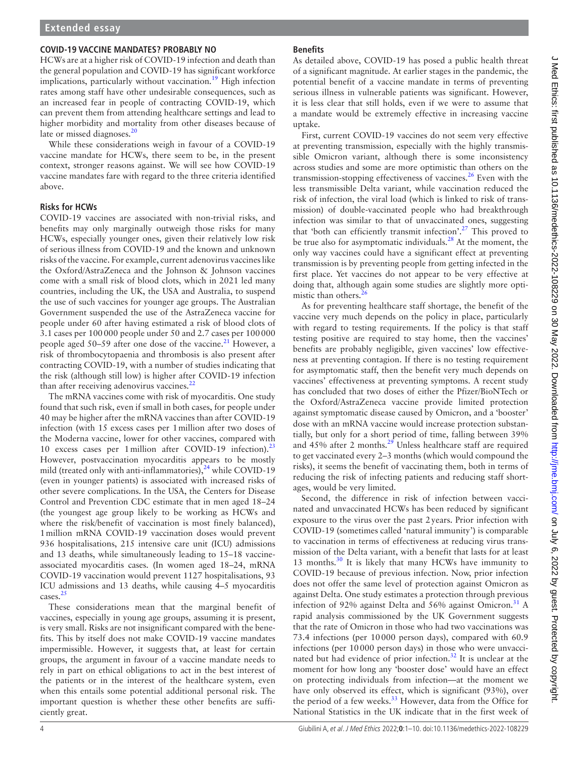## COVID-19 VACCINE MANDATES? PROBABLY NO

HCWs are at a higher risk of COVID-19 infection and death than the general population and COVID-19 has significant workforce implications, particularly without vaccination.[19] High infection rates among staff have other undesirable consequences, such as an increased fear in people of contracting COVID-19, which can prevent them from attending healthcare settings and lead to higher morbidity and mortality from other diseases because of late or missed diagnoses.[20]

While these considerations weigh in favour of a COVID-19 vaccine mandate for HCWs, there seem to be, in the present context, stronger reasons against. We will see how COVID-19 vaccine mandates fare with regard to the three criteria identified above.

### Risks for HCWs

COVID-19 vaccines are associated with non-trivial risks, and benefits may only marginally outweigh those risks for many HCWs, especially younger ones, given their relatively low risk of serious illness from COVID-19 and the known and unknown risks of the vaccine. For example, current adenovirus vaccines like the Oxford/AstraZeneca and the Johnson & Johnson vaccines come with a small risk of blood clots, which in 2021 led many countries, including the UK, the USA and Australia, to suspend the use of such vaccines for younger age groups. The Australian Government suspended the use of the AstraZeneca vaccine for people under 60 after having estimated a risk of blood clots of 3.1 cases per 100 000 people under 50 and 2.7 cases per 100 000 people aged 50–59 after one dose of the vaccine.[21] However, a risk of thrombocytopaenia and thrombosis is also present after contracting COVID-19, with a number of studies indicating that the risk (although still low) is higher after COVID-19 infection than after receiving adenovirus vaccines.[22]

The mRNA vaccines come with risk of myocarditis. One study found that such risk, even if small in both cases, for people under 40 may be higher after the mRNA vaccines than after COVID-19 infection (with 15 excess cases per 1 million after two doses of the Moderna vaccine, lower for other vaccines, compared with 10 excess cases per 1 million after COVID-19 infection).[23] However, postvaccination myocarditis appears to be mostly mild (treated only with anti-inflammatories),[24] while COVID-19 (even in younger patients) is associated with increased risks of other severe complications. In the USA, the Centers for Disease Control and Prevention CDC estimate that in men aged 18–24 (the youngest age group likely to be working as HCWs and where the risk/benefit of vaccination is most finely balanced), 1 million mRNA COVID-19 vaccination doses would prevent 936 hospitalisations, 215 intensive care unit (ICU) admissions and 13 deaths, while simultaneously leading to 15–18 vaccine-associated myocarditis cases. (In women aged 18–24, mRNA COVID-19 vaccination would prevent 1127 hospitalisations, 93 ICU admissions and 13 deaths, while causing 4–5 myocarditis cases.[25]

These considerations mean that the marginal benefit of vaccines, especially in young age groups, assuming it is present, is very small. Risks are not insignificant compared with the benefits. This by itself does not make COVID-19 vaccine mandates impermissible. However, it suggests that, at least for certain groups, the argument in favour of a vaccine mandate needs to rely in part on ethical obligations to act in the best interest of the patients or in the interest of the healthcare system, even when this entails some potential additional personal risk. The important question is whether these other benefits are sufficiently great.

### Benefits

As detailed above, COVID-19 has posed a public health threat of a significant magnitude. At earlier stages in the pandemic, the potential benefit of a vaccine mandate in terms of preventing serious illness in vulnerable patients was significant. However, it is less clear that still holds, even if we were to assume that a mandate would be extremely effective in increasing vaccine uptake.

First, current COVID-19 vaccines do not seem very effective at preventing transmission, especially with the highly transmissible Omicron variant, although there is some inconsistency across studies and some are more optimistic than others on the transmission-stopping effectiveness of vaccines.[26] Even with the less transmissible Delta variant, while vaccination reduced the risk of infection, the viral load (which is linked to risk of transmission) of double-vaccinated people who had breakthrough infection was similar to that of unvaccinated ones, suggesting that 'both can efficiently transmit infection'.[27] This proved to be true also for asymptomatic individuals.[28] At the moment, the only way vaccines could have a significant effect at preventing transmission is by preventing people from getting infected in the first place. Yet vaccines do not appear to be very effective at doing that, although again some studies are slightly more optimistic than others.[26]

As for preventing healthcare staff shortage, the benefit of the vaccine very much depends on the policy in place, particularly with regard to testing requirements. If the policy is that staff testing positive are required to stay home, then the vaccines' benefits are probably negligible, given vaccines' low effectiveness at preventing contagion. If there is no testing requirement for asymptomatic staff, then the benefit very much depends on vaccines' effectiveness at preventing symptoms. A recent study has concluded that two doses of either the Pfizer/BioNTech or the Oxford/AstraZeneca vaccine provide limited protection against symptomatic disease caused by Omicron, and a 'booster' dose with an mRNA vaccine would increase protection substantially, but only for a short period of time, falling between 39% and 45% after 2 months.[29] Unless healthcare staff are required to get vaccinated every 2–3 months (which would compound the risks), it seems the benefit of vaccinating them, both in terms of reducing the risk of infecting patients and reducing staff shortages, would be very limited.

Second, the difference in risk of infection between vaccinated and unvaccinated HCWs has been reduced by significant exposure to the virus over the past 2 years. Prior infection with COVID-19 (sometimes called 'natural immunity') is comparable to vaccination in terms of effectiveness at reducing virus transmission of the Delta variant, with a benefit that lasts for at least 13 months.[30] It is likely that many HCWs have immunity to COVID-19 because of previous infection. Now, prior infection does not offer the same level of protection against Omicron as against Delta. One study estimates a protection through previous infection of 92% against Delta and 56% against Omicron.[31] A rapid analysis commissioned by the UK Government suggests that the rate of Omicron in those who had two vaccinations was 73.4 infections (per 10 000 person days), compared with 60.9 infections (per 10 000 person days) in those who were unvaccinated but had evidence of prior infection.[32] It is unclear at the moment for how long any 'booster dose' would have an effect on protecting individuals from infection—at the moment we have only observed its effect, which is significant (93%), over the period of a few weeks.[33] However, data from the Office for National Statistics in the UK indicate that in the first week of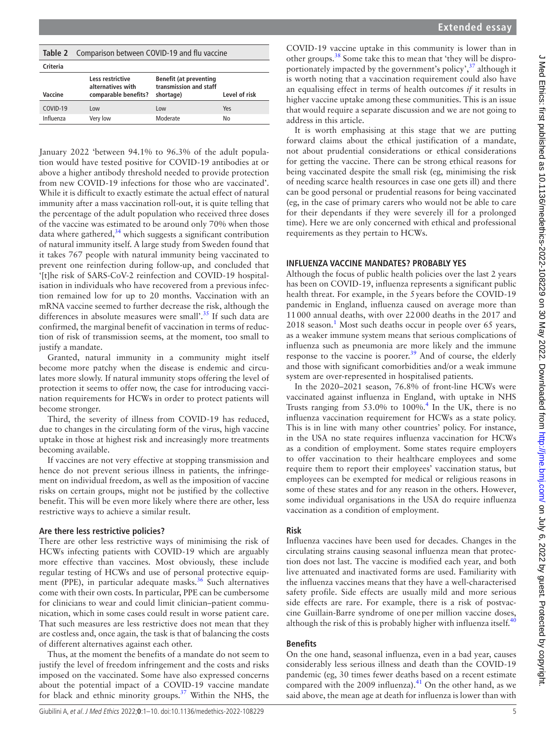**Table 2** Comparison between COVID-19 and flu vaccine

| Vaccine | Criteria: Less restrictive alternatives with comparable benefits? | Benefit (at preventing transmission and staff shortage) | Level of risk |
|---|---|---|---|
| COVID-19 | Low | Low | Yes |
| Influenza | Very low | Moderate | No |

January 2022 'between 94.1% to 96.3% of the adult population would have tested positive for COVID-19 antibodies at or above a higher antibody threshold needed to provide protection from new COVID-19 infections for those who are vaccinated'. While it is difficult to exactly estimate the actual effect of natural immunity after a mass vaccination roll-out, it is quite telling that the percentage of the adult population who received three doses of the vaccine was estimated to be around only 70% when those data where gathered,[34] which suggests a significant contribution of natural immunity itself. A large study from Sweden found that it takes 767 people with natural immunity being vaccinated to prevent one reinfection during follow-up, and concluded that '[t]he risk of SARS-CoV-2 reinfection and COVID-19 hospitalisation in individuals who have recovered from a previous infection remained low for up to 20 months. Vaccination with an mRNA vaccine seemed to further decrease the risk, although the differences in absolute measures were small'.[35] If such data are confirmed, the marginal benefit of vaccination in terms of reduction of risk of transmission seems, at the moment, too small to justify a mandate.

Granted, natural immunity in a community might itself become more patchy when the disease is endemic and circulates more slowly. If natural immunity stops offering the level of protection it seems to offer now, the case for introducing vaccination requirements for HCWs in order to protect patients will become stronger.

Third, the severity of illness from COVID-19 has reduced, due to changes in the circulating form of the virus, high vaccine uptake in those at highest risk and increasingly more treatments becoming available.

If vaccines are not very effective at stopping transmission and hence do not prevent serious illness in patients, the infringement on individual freedom, as well as the imposition of vaccine risks on certain groups, might not be justified by the collective benefit. This will be even more likely where there are other, less restrictive ways to achieve a similar result.

### Are there less restrictive policies?

There are other less restrictive ways of minimising the risk of HCWs infecting patients with COVID-19 which are arguably more effective than vaccines. Most obviously, these include regular testing of HCWs and use of personal protective equipment (PPE), in particular adequate masks.[36] Such alternatives come with their own costs. In particular, PPE can be cumbersome for clinicians to wear and could limit clinician–patient communication, which in some cases could result in worse patient care. That such measures are less restrictive does not mean that they are costless and, once again, the task is that of balancing the costs of different alternatives against each other.

Thus, at the moment the benefits of a mandate do not seem to justify the level of freedom infringement and the costs and risks imposed on the vaccinated. Some have also expressed concerns about the potential impact of a COVID-19 vaccine mandate for black and ethnic minority groups.[37] Within the NHS, the COVID-19 vaccine uptake in this community is lower than in other groups.[38] Some take this to mean that 'they will be disproportionately impacted by the government's policy',[37] although it is worth noting that a vaccination requirement could also have an equalising effect in terms of health outcomes *if* it results in higher vaccine uptake among these communities. This is an issue that would require a separate discussion and we are not going to address in this article.

It is worth emphasising at this stage that we are putting forward claims about the ethical justification of a mandate, not about prudential considerations or ethical considerations for getting the vaccine. There can be strong ethical reasons for being vaccinated despite the small risk (eg, minimising the risk of needing scarce health resources in case one gets ill) and there can be good personal or prudential reasons for being vaccinated (eg, in the case of primary carers who would not be able to care for their dependants if they were severely ill for a prolonged time). Here we are only concerned with ethical and professional requirements as they pertain to HCWs.

## INFLUENZA VACCINE MANDATES? PROBABLY YES

Although the focus of public health policies over the last 2 years has been on COVID-19, influenza represents a significant public health threat. For example, in the 5 years before the COVID-19 pandemic in England, influenza caused on average more than 11 000 annual deaths, with over 22 000 deaths in the 2017 and 2018 season.[1] Most such deaths occur in people over 65 years, as a weaker immune system means that serious complications of influenza such as pneumonia are more likely and the immune response to the vaccine is poorer.[39] And of course, the elderly and those with significant comorbidities and/or a weak immune system are over-represented in hospitalised patients.

In the 2020–2021 season, 76.8% of front-line HCWs were vaccinated against influenza in England, with uptake in NHS Trusts ranging from 53.0% to 100%.[4] In the UK, there is no influenza vaccination requirement for HCWs as a state policy. This is in line with many other countries' policy. For instance, in the USA no state requires influenza vaccination for HCWs as a condition of employment. Some states require employers to offer vaccination to their healthcare employees and some require them to report their employees' vaccination status, but employees can be exempted for medical or religious reasons in some of these states and for any reason in the others. However, some individual organisations in the USA do require influenza vaccination as a condition of employment.

### Risk

Influenza vaccines have been used for decades. Changes in the circulating strains causing seasonal influenza mean that protection does not last. The vaccine is modified each year, and both live attenuated and inactivated forms are used. Familiarity with the influenza vaccines means that they have a well-characterised safety profile. Side effects are usually mild and more serious side effects are rare. For example, there is a risk of postvaccine Guillain-Barre syndrome of one per million vaccine doses, although the risk of this is probably higher with influenza itself.[40]

### Benefits

On the one hand, seasonal influenza, even in a bad year, causes considerably less serious illness and death than the COVID-19 pandemic (eg, 30 times fewer deaths based on a recent estimate compared with the 2009 influenza).[41] On the other hand, as we said above, the mean age at death for influenza is lower than with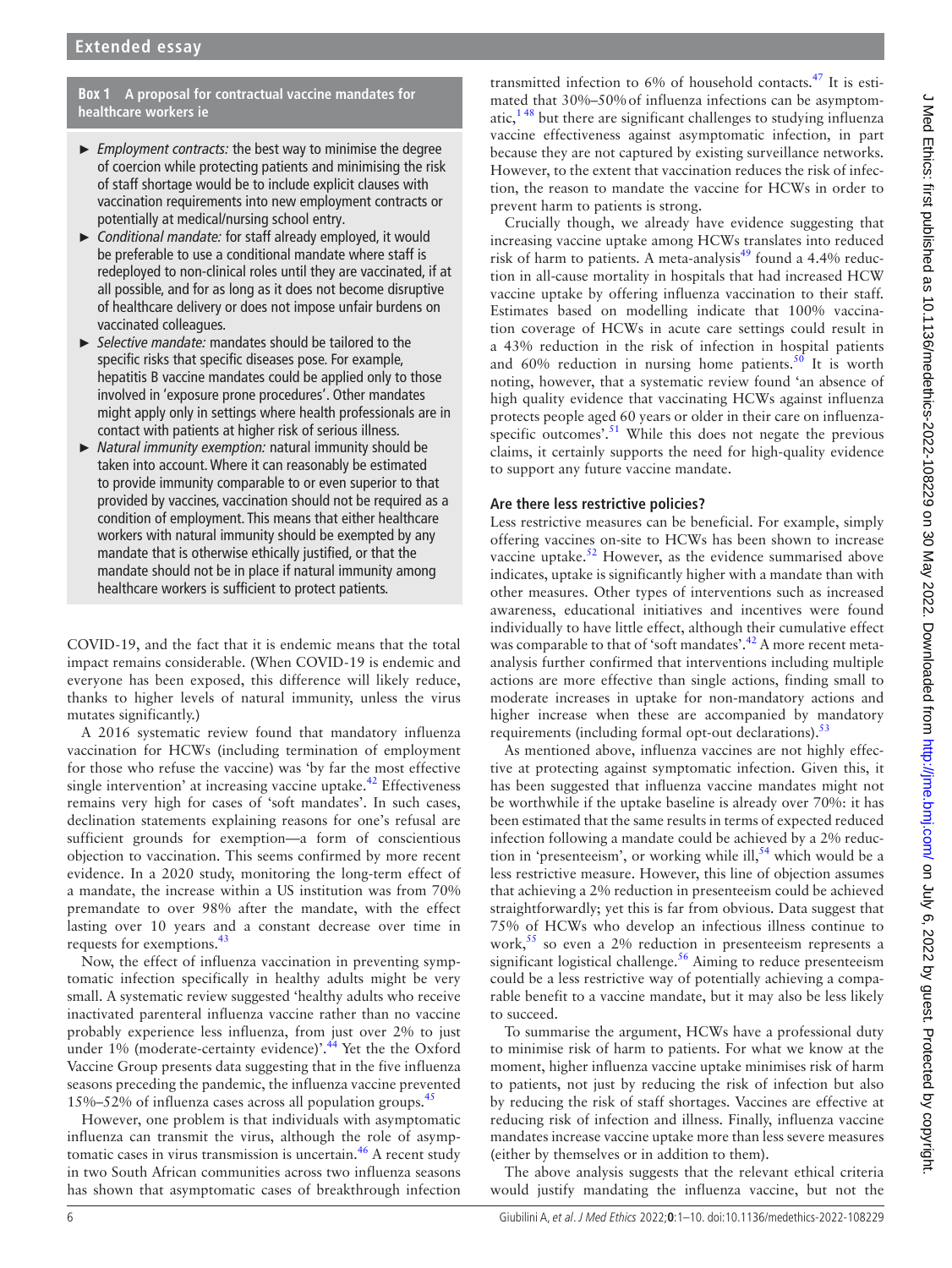**Box 1 A proposal for contractual vaccine mandates for healthcare workers ie**

- *Employment contracts:* the best way to minimise the degree of coercion while protecting patients and minimising the risk of staff shortage would be to include explicit clauses with vaccination requirements into new employment contracts or potentially at medical/nursing school entry.
- *Conditional mandate:* for staff already employed, it would be preferable to use a conditional mandate where staff is redeployed to non-clinical roles until they are vaccinated, if at all possible, and for as long as it does not become disruptive of healthcare delivery or does not impose unfair burdens on vaccinated colleagues.
- *Selective mandate:* mandates should be tailored to the specific risks that specific diseases pose. For example, hepatitis B vaccine mandates could be applied only to those involved in 'exposure prone procedures'. Other mandates might apply only in settings where health professionals are in contact with patients at higher risk of serious illness.
- *Natural immunity exemption:* natural immunity should be taken into account. Where it can reasonably be estimated to provide immunity comparable to or even superior to that provided by vaccines, vaccination should not be required as a condition of employment. This means that either healthcare workers with natural immunity should be exempted by any mandate that is otherwise ethically justified, or that the mandate should not be in place if natural immunity among healthcare workers is sufficient to protect patients.

COVID-19, and the fact that it is endemic means that the total impact remains considerable. (When COVID-19 is endemic and everyone has been exposed, this difference will likely reduce, thanks to higher levels of natural immunity, unless the virus mutates significantly.)

A 2016 systematic review found that mandatory influenza vaccination for HCWs (including termination of employment for those who refuse the vaccine) was 'by far the most effective single intervention' at increasing vaccine uptake.[42] Effectiveness remains very high for cases of 'soft mandates'. In such cases, declination statements explaining reasons for one's refusal are sufficient grounds for exemption—a form of conscientious objection to vaccination. This seems confirmed by more recent evidence. In a 2020 study, monitoring the long-term effect of a mandate, the increase within a US institution was from 70% premandate to over 98% after the mandate, with the effect lasting over 10 years and a constant decrease over time in requests for exemptions.[43]

Now, the effect of influenza vaccination in preventing symptomatic infection specifically in healthy adults might be very small. A systematic review suggested 'healthy adults who receive inactivated parenteral influenza vaccine rather than no vaccine probably experience less influenza, from just over 2% to just under 1% (moderate-certainty evidence)'.[44] Yet the the Oxford Vaccine Group presents data suggesting that in the five influenza seasons preceding the pandemic, the influenza vaccine prevented 15%–52% of influenza cases across all population groups.[45]

However, one problem is that individuals with asymptomatic influenza can transmit the virus, although the role of asymptomatic cases in virus transmission is uncertain.[46] A recent study in two South African communities across two influenza seasons has shown that asymptomatic cases of breakthrough infection transmitted infection to 6% of household contacts.[47] It is estimated that 30%–50% of influenza infections can be asymptomatic,[1 48] but there are significant challenges to studying influenza vaccine effectiveness against asymptomatic infection, in part because they are not captured by existing surveillance networks. However, to the extent that vaccination reduces the risk of infection, the reason to mandate the vaccine for HCWs in order to prevent harm to patients is strong.

Crucially though, we already have evidence suggesting that increasing vaccine uptake among HCWs translates into reduced risk of harm to patients. A meta-analysis[49] found a 4.4% reduction in all-cause mortality in hospitals that had increased HCW vaccine uptake by offering influenza vaccination to their staff. Estimates based on modelling indicate that 100% vaccination coverage of HCWs in acute care settings could result in a 43% reduction in the risk of infection in hospital patients and 60% reduction in nursing home patients.[50] It is worth noting, however, that a systematic review found 'an absence of high quality evidence that vaccinating HCWs against influenza protects people aged 60 years or older in their care on influenza-specific outcomes'.[51] While this does not negate the previous claims, it certainly supports the need for high-quality evidence to support any future vaccine mandate.

### Are there less restrictive policies?

Less restrictive measures can be beneficial. For example, simply offering vaccines on-site to HCWs has been shown to increase vaccine uptake.[52] However, as the evidence summarised above indicates, uptake is significantly higher with a mandate than with other measures. Other types of interventions such as increased awareness, educational initiatives and incentives were found individually to have little effect, although their cumulative effect was comparable to that of 'soft mandates'.[42] A more recent meta-analysis further confirmed that interventions including multiple actions are more effective than single actions, finding small to moderate increases in uptake for non-mandatory actions and higher increase when these are accompanied by mandatory requirements (including formal opt-out declarations).[53]

As mentioned above, influenza vaccines are not highly effective at protecting against symptomatic infection. Given this, it has been suggested that influenza vaccine mandates might not be worthwhile if the uptake baseline is already over 70%: it has been estimated that the same results in terms of expected reduced infection following a mandate could be achieved by a 2% reduction in 'presenteeism', or working while ill,[54] which would be a less restrictive measure. However, this line of objection assumes that achieving a 2% reduction in presenteeism could be achieved straightforwardly; yet this is far from obvious. Data suggest that 75% of HCWs who develop an infectious illness continue to work,[55] so even a 2% reduction in presenteeism represents a significant logistical challenge.[56] Aiming to reduce presenteeism could be a less restrictive way of potentially achieving a comparable benefit to a vaccine mandate, but it may also be less likely to succeed.

To summarise the argument, HCWs have a professional duty to minimise risk of harm to patients. For what we know at the moment, higher influenza vaccine uptake minimises risk of harm to patients, not just by reducing the risk of infection but also by reducing the risk of staff shortages. Vaccines are effective at reducing risk of infection and illness. Finally, influenza vaccine mandates increase vaccine uptake more than less severe measures (either by themselves or in addition to them).

The above analysis suggests that the relevant ethical criteria would justify mandating the influenza vaccine, but not the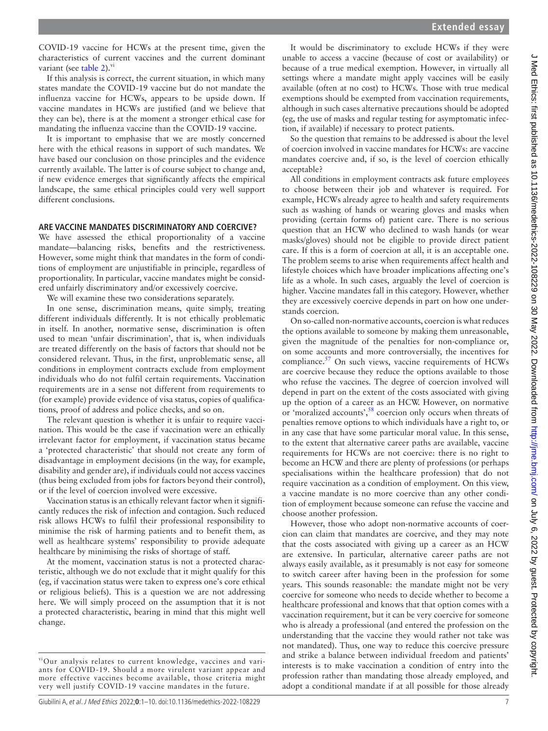COVID-19 vaccine for HCWs at the present time, given the characteristics of current vaccines and the current dominant variant (see table 2).[vi]

If this analysis is correct, the current situation, in which many states mandate the COVID-19 vaccine but do not mandate the influenza vaccine for HCWs, appears to be upside down. If vaccine mandates in HCWs are justified (and we believe that they can be), there is at the moment a stronger ethical case for mandating the influenza vaccine than the COVID-19 vaccine.

It is important to emphasise that we are mostly concerned here with the ethical reasons in support of such mandates. We have based our conclusion on those principles and the evidence currently available. The latter is of course subject to change and, if new evidence emerges that significantly affects the empirical landscape, the same ethical principles could very well support different conclusions.

## ARE VACCINE MANDATES DISCRIMINATORY AND COERCIVE?

We have assessed the ethical proportionality of a vaccine mandate—balancing risks, benefits and the restrictiveness. However, some might think that mandates in the form of conditions of employment are unjustifiable in principle, regardless of proportionality. In particular, vaccine mandates might be considered unfairly discriminatory and/or excessively coercive.

We will examine these two considerations separately.

In one sense, discrimination means, quite simply, treating different individuals differently. It is not ethically problematic in itself. In another, normative sense, discrimination is often used to mean 'unfair discrimination', that is, when individuals are treated differently on the basis of factors that should not be considered relevant. Thus, in the first, unproblematic sense, all conditions in employment contracts exclude from employment individuals who do not fulfil certain requirements. Vaccination requirements are in a sense not different from requirements to (for example) provide evidence of visa status, copies of qualifications, proof of address and police checks, and so on.

The relevant question is whether it is unfair to require vaccination. This would be the case if vaccination were an ethically irrelevant factor for employment, if vaccination status became a 'protected characteristic' that should not create any form of disadvantage in employment decisions (in the way, for example, disability and gender are), if individuals could not access vaccines (thus being excluded from jobs for factors beyond their control), or if the level of coercion involved were excessive.

Vaccination status is an ethically relevant factor when it significantly reduces the risk of infection and contagion. Such reduced risk allows HCWs to fulfil their professional responsibility to minimise the risk of harming patients and to benefit them, as well as healthcare systems' responsibility to provide adequate healthcare by minimising the risks of shortage of staff.

At the moment, vaccination status is not a protected characteristic, although we do not exclude that it might qualify for this (eg, if vaccination status were taken to express one's core ethical or religious beliefs). This is a question we are not addressing here. We will simply proceed on the assumption that it is not a protected characteristic, bearing in mind that this might well change.

It would be discriminatory to exclude HCWs if they were unable to access a vaccine (because of cost or availability) or because of a true medical exemption. However, in virtually all settings where a mandate might apply vaccines will be easily available (often at no cost) to HCWs. Those with true medical exemptions should be exempted from vaccination requirements, although in such cases alternative precautions should be adopted (eg, the use of masks and regular testing for asymptomatic infection, if available) if necessary to protect patients.

So the question that remains to be addressed is about the level of coercion involved in vaccine mandates for HCWs: are vaccine mandates coercive and, if so, is the level of coercion ethically acceptable?

All conditions in employment contracts ask future employees to choose between their job and whatever is required. For example, HCWs already agree to health and safety requirements such as washing of hands or wearing gloves and masks when providing (certain forms of) patient care. There is no serious question that an HCW who declined to wash hands (or wear masks/gloves) should not be eligible to provide direct patient care. If this is a form of coercion at all, it is an acceptable one. The problem seems to arise when requirements affect health and lifestyle choices which have broader implications affecting one's life as a whole. In such cases, arguably the level of coercion is higher. Vaccine mandates fall in this category. However, whether they are excessively coercive depends in part on how one understands coercion.

On so-called non-normative accounts, coercion is what reduces the options available to someone by making them unreasonable, given the magnitude of the penalties for non-compliance or, on some accounts and more controversially, the incentives for compliance.[57] On such views, vaccine requirements of HCWs are coercive because they reduce the options available to those who refuse the vaccines. The degree of coercion involved will depend in part on the extent of the costs associated with giving up the option of a career as an HCW. However, on normative or 'moralized accounts',[58] coercion only occurs when threats of penalties remove options to which individuals have a right to, or in any case that have some particular moral value. In this sense, to the extent that alternative career paths are available, vaccine requirements for HCWs are not coercive: there is no right to become an HCW and there are plenty of professions (or perhaps specialisations within the healthcare profession) that do not require vaccination as a condition of employment. On this view, a vaccine mandate is no more coercive than any other condition of employment because someone can refuse the vaccine and choose another profession.

However, those who adopt non-normative accounts of coercion can claim that mandates are coercive, and they may note that the costs associated with giving up a career as an HCW are extensive. In particular, alternative career paths are not always easily available, as it presumably is not easy for someone to switch career after having been in the profession for some years. This sounds reasonable: the mandate might not be very coercive for someone who needs to decide whether to become a healthcare professional and knows that that option comes with a vaccination requirement, but it can be very coercive for someone who is already a professional (and entered the profession on the understanding that the vaccine they would rather not take was not mandated). Thus, one way to reduce this coercive pressure and strike a balance between individual freedom and patients' interests is to make vaccination a condition of entry into the profession rather than mandating those already employed, and adopt a conditional mandate if at all possible for those already

[vi] Our analysis relates to current knowledge, vaccines and variants for COVID-19. Should a more virulent variant appear and more effective vaccines become available, those criteria might very well justify COVID-19 vaccine mandates in the future.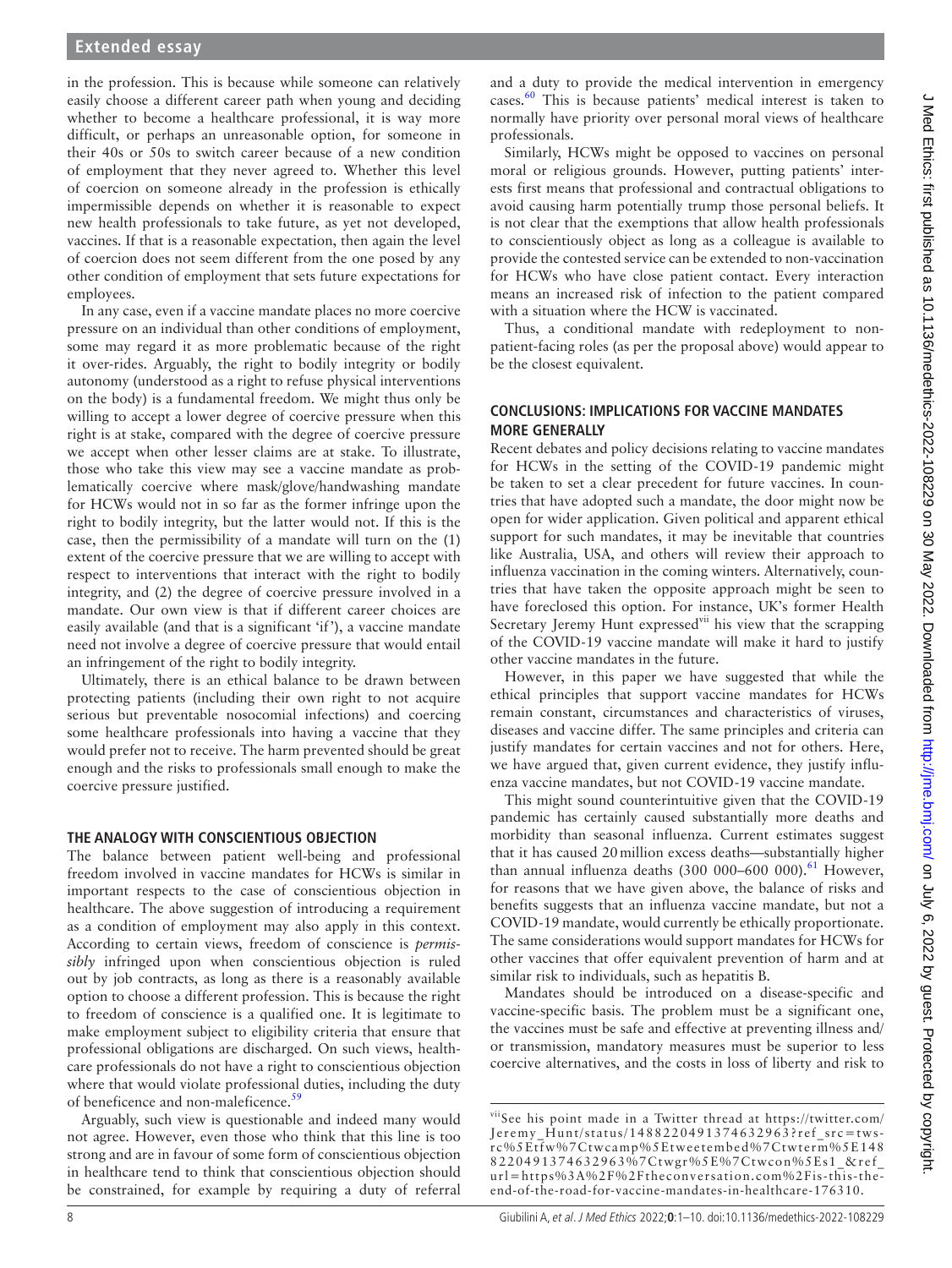in the profession. This is because while someone can relatively easily choose a different career path when young and deciding whether to become a healthcare professional, it is way more difficult, or perhaps an unreasonable option, for someone in their 40s or 50s to switch career because of a new condition of employment that they never agreed to. Whether this level of coercion on someone already in the profession is ethically impermissible depends on whether it is reasonable to expect new health professionals to take future, as yet not developed, vaccines. If that is a reasonable expectation, then again the level of coercion does not seem different from the one posed by any other condition of employment that sets future expectations for employees.

In any case, even if a vaccine mandate places no more coercive pressure on an individual than other conditions of employment, some may regard it as more problematic because of the right it over-rides. Arguably, the right to bodily integrity or bodily autonomy (understood as a right to refuse physical interventions on the body) is a fundamental freedom. We might thus only be willing to accept a lower degree of coercive pressure when this right is at stake, compared with the degree of coercive pressure we accept when other lesser claims are at stake. To illustrate, those who take this view may see a vaccine mandate as problematically coercive where mask/glove/handwashing mandate for HCWs would not in so far as the former infringe upon the right to bodily integrity, but the latter would not. If this is the case, then the permissibility of a mandate will turn on the (1) extent of the coercive pressure that we are willing to accept with respect to interventions that interact with the right to bodily integrity, and (2) the degree of coercive pressure involved in a mandate. Our own view is that if different career choices are easily available (and that is a significant 'if'), a vaccine mandate need not involve a degree of coercive pressure that would entail an infringement of the right to bodily integrity.

Ultimately, there is an ethical balance to be drawn between protecting patients (including their own right to not acquire serious but preventable nosocomial infections) and coercing some healthcare professionals into having a vaccine that they would prefer not to receive. The harm prevented should be great enough and the risks to professionals small enough to make the coercive pressure justified.

## THE ANALOGY WITH CONSCIENTIOUS OBJECTION

The balance between patient well-being and professional freedom involved in vaccine mandates for HCWs is similar in important respects to the case of conscientious objection in healthcare. The above suggestion of introducing a requirement as a condition of employment may also apply in this context. According to certain views, freedom of conscience is *permissibly* infringed upon when conscientious objection is ruled out by job contracts, as long as there is a reasonably available option to choose a different profession. This is because the right to freedom of conscience is a qualified one. It is legitimate to make employment subject to eligibility criteria that ensure that professional obligations are discharged. On such views, healthcare professionals do not have a right to conscientious objection where that would violate professional duties, including the duty of beneficence and non-maleficence.[59]

Arguably, such view is questionable and indeed many would not agree. However, even those who think that this line is too strong and are in favour of some form of conscientious objection in healthcare tend to think that conscientious objection should be constrained, for example by requiring a duty of referral and a duty to provide the medical intervention in emergency cases.[60] This is because patients' medical interest is taken to normally have priority over personal moral views of healthcare professionals.

Similarly, HCWs might be opposed to vaccines on personal moral or religious grounds. However, putting patients' interests first means that professional and contractual obligations to avoid causing harm potentially trump those personal beliefs. It is not clear that the exemptions that allow health professionals to conscientiously object as long as a colleague is available to provide the contested service can be extended to non-vaccination for HCWs who have close patient contact. Every interaction means an increased risk of infection to the patient compared with a situation where the HCW is vaccinated.

Thus, a conditional mandate with redeployment to non-patient-facing roles (as per the proposal above) would appear to be the closest equivalent.

## CONCLUSIONS: IMPLICATIONS FOR VACCINE MANDATES MORE GENERALLY

Recent debates and policy decisions relating to vaccine mandates for HCWs in the setting of the COVID-19 pandemic might be taken to set a clear precedent for future vaccines. In countries that have adopted such a mandate, the door might now be open for wider application. Given political and apparent ethical support for such mandates, it may be inevitable that countries like Australia, USA, and others will review their approach to influenza vaccination in the coming winters. Alternatively, countries that have taken the opposite approach might be seen to have foreclosed this option. For instance, UK's former Health Secretary Jeremy Hunt expressed[vii] his view that the scrapping of the COVID-19 vaccine mandate will make it hard to justify other vaccine mandates in the future.

However, in this paper we have suggested that while the ethical principles that support vaccine mandates for HCWs remain constant, circumstances and characteristics of viruses, diseases and vaccine differ. The same principles and criteria can justify mandates for certain vaccines and not for others. Here, we have argued that, given current evidence, they justify influenza vaccine mandates, but not COVID-19 vaccine mandate.

This might sound counterintuitive given that the COVID-19 pandemic has certainly caused substantially more deaths and morbidity than seasonal influenza. Current estimates suggest that it has caused 20 million excess deaths—substantially higher than annual influenza deaths (300 000–600 000).[61] However, for reasons that we have given above, the balance of risks and benefits suggests that an influenza vaccine mandate, but not a COVID-19 mandate, would currently be ethically proportionate. The same considerations would support mandates for HCWs for other vaccines that offer equivalent prevention of harm and at similar risk to individuals, such as hepatitis B.

Mandates should be introduced on a disease-specific and vaccine-specific basis. The problem must be a significant one, the vaccines must be safe and effective at preventing illness and/or transmission, mandatory measures must be superior to less coercive alternatives, and the costs in loss of liberty and risk to

[vii]See his point made in a Twitter thread at https://twitter.com/Jeremy_Hunt/status/1488220491374632963?ref_src=twsrc%5Etfw%7Ctwcamp%5Etweetembed%7Ctwterm%5E1488220491374632963%7Ctwgr%5E%7Ctwcon%5Es1_&ref_url=https%3A%2F%2Ftheconversation.com%2Fis-this-the-end-of-the-road-for-vaccine-mandates-in-healthcare-176310.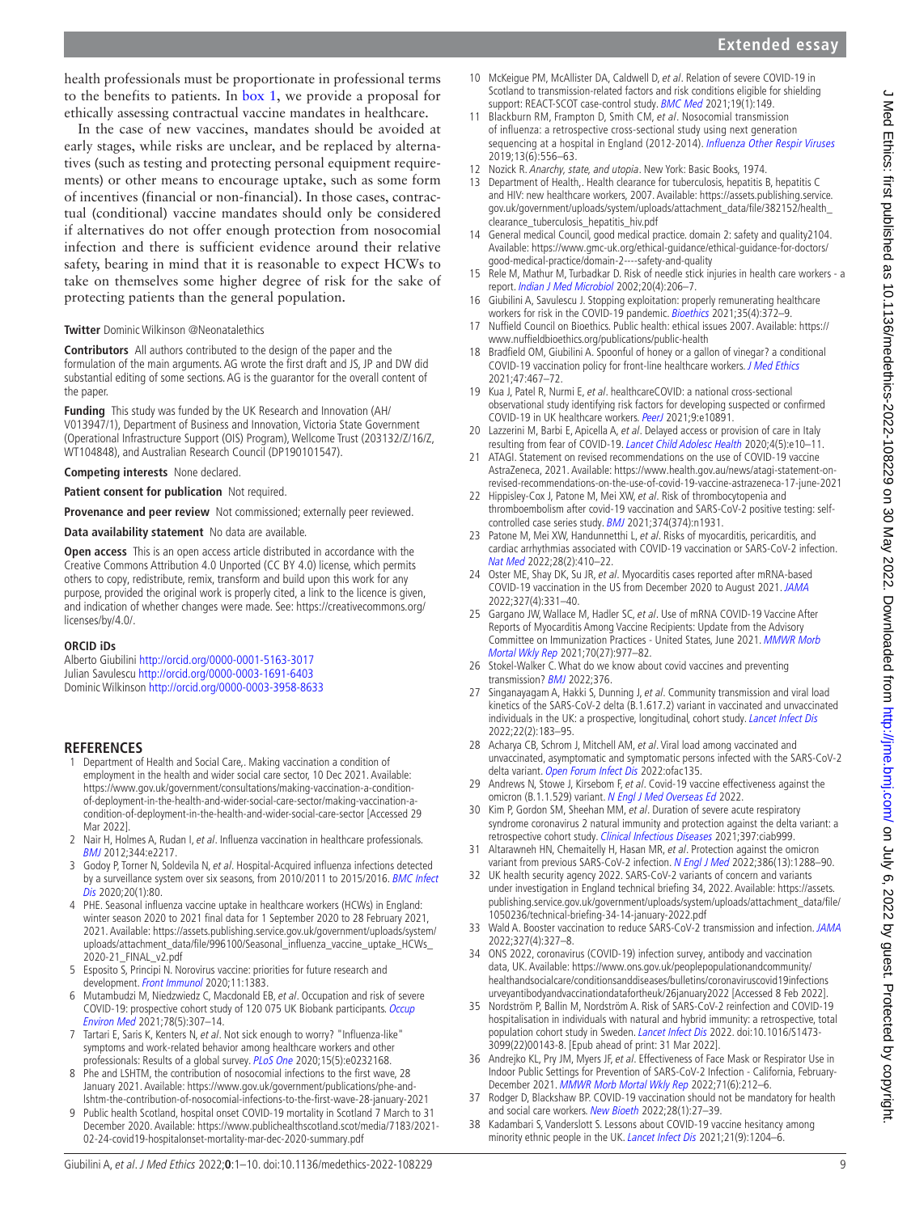health professionals must be proportionate in professional terms to the benefits to patients. In box 1, we provide a proposal for ethically assessing contractual vaccine mandates in healthcare.

In the case of new vaccines, mandates should be avoided at early stages, while risks are unclear, and be replaced by alternatives (such as testing and protecting personal equipment requirements) or other means to encourage uptake, such as some form of incentives (financial or non-financial). In those cases, contractual (conditional) vaccine mandates should only be considered if alternatives do not offer enough protection from nosocomial infection and there is sufficient evidence around their relative safety, bearing in mind that it is reasonable to expect HCWs to take on themselves some higher degree of risk for the sake of protecting patients than the general population.

**Twitter** Dominic Wilkinson @Neonatalethics

**Contributors** All authors contributed to the design of the paper and the formulation of the main arguments. AG wrote the first draft and JS, JP and DW did substantial editing of some sections. AG is the guarantor for the overall content of the paper.

**Funding** This study was funded by the UK Research and Innovation (AH/V013947/1), Department of Business and Innovation, Victoria State Government (Operational Infrastructure Support (OIS) Program), Wellcome Trust (203132/Z/16/Z, WT104848), and Australian Research Council (DP190101547).

**Competing interests** None declared.

**Patient consent for publication** Not required.

**Provenance and peer review** Not commissioned; externally peer reviewed.

**Data availability statement** No data are available.

**Open access** This is an open access article distributed in accordance with the Creative Commons Attribution 4.0 Unported (CC BY 4.0) license, which permits others to copy, redistribute, remix, transform and build upon this work for any purpose, provided the original work is properly cited, a link to the licence is given, and indication of whether changes were made. See: https://creativecommons.org/licenses/by/4.0/.

**ORCID iDs**

Alberto Giubilini http://orcid.org/0000-0001-5163-3017
Julian Savulescu http://orcid.org/0000-0003-1691-6403
Dominic Wilkinson http://orcid.org/0000-0003-3958-8633

## REFERENCES

1. Department of Health and Social Care,. Making vaccination a condition of employment in the health and wider social care sector, 10 Dec 2021. Available: https://www.gov.uk/government/consultations/making-vaccination-a-condition-of-deployment-in-the-health-and-wider-social-care-sector/making-vaccination-a-condition-of-deployment-in-the-health-and-wider-social-care-sector [Accessed 29 Mar 2022].
2. Nair H, Holmes A, Rudan I, *et al*. Influenza vaccination in healthcare professionals. *BMJ* 2012;344:e2217.
3. Godoy P, Torner N, Soldevila N, *et al*. Hospital-Acquired influenza infections detected by a surveillance system over six seasons, from 2010/2011 to 2015/2016. *BMC Infect Dis* 2020;20(1):80.
4. PHE. Seasonal influenza vaccine uptake in healthcare workers (HCWs) in England: winter season 2020 to 2021 final data for 1 September 2020 to 28 February 2021, 2021. Available: https://assets.publishing.service.gov.uk/government/uploads/system/uploads/attachment_data/file/996100/Seasonal_influenza_vaccine_uptake_HCWs_2020-21_FINAL_v2.pdf
5. Esposito S, Principi N. Norovirus vaccine: priorities for future research and development. *Front Immunol* 2020;11:1383.
6. Mutambudzi M, Niedzwiedz C, Macdonald EB, *et al*. Occupation and risk of severe COVID-19: prospective cohort study of 120 075 UK Biobank participants. *Occup Environ Med* 2021;78(5):307–14.
7. Tartari E, Saris K, Kenters N, *et al*. Not sick enough to worry? "Influenza-like" symptoms and work-related behavior among healthcare workers and other professionals: Results of a global survey. *PLoS One* 2020;15(5):e0232168.
8. Phe and LSHTM, the contribution of nosocomial infections to the first wave, 28 January 2021. Available: https://www.gov.uk/government/publications/phe-and-lshtm-the-contribution-of-nosocomial-infections-to-the-first-wave-28-january-2021
9. Public health Scotland, hospital onset COVID-19 mortality in Scotland 7 March to 31 December 2020. Available: https://www.publichealthscotland.scot/media/7183/2021-02-24-covid19-hospitalonset-mortality-mar-dec-2020-summary.pdf
10. McKeigue PM, McAllister DA, Caldwell D, *et al*. Relation of severe COVID-19 in Scotland to transmission-related factors and risk conditions eligible for shielding support: REACT-SCOT case-control study. *BMC Med* 2021;19(1):149.
11. Blackburn RM, Frampton D, Smith CM, *et al*. Nosocomial transmission of influenza: a retrospective cross-sectional study using next generation sequencing at a hospital in England (2012-2014). *Influenza Other Respir Viruses* 2019;13(6):556–63.
12. Nozick R. *Anarchy, state, and utopia*. New York: Basic Books, 1974.
13. Department of Health,. Health clearance for tuberculosis, hepatitis B, hepatitis C and HIV: new healthcare workers, 2007. Available: https://assets.publishing.service.gov.uk/government/uploads/system/uploads/attachment_data/file/382152/health_clearance_tuberculosis_hepatitis_hiv.pdf
14. General medical Council, good medical practice. domain 2: safety and quality2104. Available: https://www.gmc-uk.org/ethical-guidance/ethical-guidance-for-doctors/good-medical-practice/domain-2----safety-and-quality
15. Rele M, Mathur M, Turbadkar D. Risk of needle stick injuries in health care workers - a report. *Indian J Med Microbiol* 2002;20(4):206–7.
16. Giubilini A, Savulescu J. Stopping exploitation: properly remunerating healthcare workers for risk in the COVID-19 pandemic. *Bioethics* 2021;35(4):372–9.
17. Nuffield Council on Bioethics. Public health: ethical issues 2007. Available: https://www.nuffieldbioethics.org/publications/public-health
18. Bradfield OM, Giubilini A. Spoonful of honey or a gallon of vinegar? a conditional COVID-19 vaccination policy for front-line healthcare workers. *J Med Ethics* 2021;47:467–72.
19. Kua J, Patel R, Nurmi E, *et al*. healthcareCOVID: a national cross-sectional observational study identifying risk factors for developing suspected or confirmed COVID-19 in UK healthcare workers. *PeerJ* 2021;9:e10891.
20. Lazzerini M, Barbi E, Apicella A, *et al*. Delayed access or provision of care in Italy resulting from fear of COVID-19. *Lancet Child Adolesc Health* 2020;4(5):e10–11.
21. ATAGI. Statement on revised recommendations on the use of COVID-19 vaccine AstraZeneca, 2021. Available: https://www.health.gov.au/news/atagi-statement-on-revised-recommendations-on-the-use-of-covid-19-vaccine-astrazeneca-17-june-2021
22. Hippisley-Cox J, Patone M, Mei XW, *et al*. Risk of thrombocytopenia and thromboembolism after covid-19 vaccination and SARS-CoV-2 positive testing: self-controlled case series study. *BMJ* 2021;374(374):n1931.
23. Patone M, Mei XW, Handunnetthi L, *et al*. Risks of myocarditis, pericarditis, and cardiac arrhythmias associated with COVID-19 vaccination or SARS-CoV-2 infection. *Nat Med* 2022;28(2):410–22.
24. Oster ME, Shay DK, Su JR, *et al*. Myocarditis cases reported after mRNA-based COVID-19 vaccination in the US from December 2020 to August 2021. *JAMA* 2022;327(4):331–40.
25. Gargano JW, Wallace M, Hadler SC, *et al*. Use of mRNA COVID-19 Vaccine After Reports of Myocarditis Among Vaccine Recipients: Update from the Advisory Committee on Immunization Practices - United States, June 2021. *MMWR Morb Mortal Wkly Rep* 2021;70(27):977–82.
26. Stokel-Walker C. What do we know about covid vaccines and preventing transmission? *BMJ* 2022;376.
27. Singanayagam A, Hakki S, Dunning J, *et al*. Community transmission and viral load kinetics of the SARS-CoV-2 delta (B.1.617.2) variant in vaccinated and unvaccinated individuals in the UK: a prospective, longitudinal, cohort study. *Lancet Infect Dis* 2022;22(2):183–95.
28. Acharya CB, Schrom J, Mitchell AM, *et al*. Viral load among vaccinated and unvaccinated, asymptomatic and symptomatic persons infected with the SARS-CoV-2 delta variant. *Open Forum Infect Dis* 2022:ofac135.
29. Andrews N, Stowe J, Kirsebom F, *et al*. Covid-19 vaccine effectiveness against the omicron (B.1.1.529) variant. *N Engl J Med Overseas Ed* 2022.
30. Kim P, Gordon SM, Sheehan MM, *et al*. Duration of severe acute respiratory syndrome coronavirus 2 natural immunity and protection against the delta variant: a retrospective cohort study. *Clinical Infectious Diseases* 2021;397:ciab999.
31. Altarawneh HN, Chemaitelly H, Hasan MR, *et al*. Protection against the omicron variant from previous SARS-CoV-2 infection. *N Engl J Med* 2022;386(13):1288–90.
32. UK health security agency 2022. SARS-CoV-2 variants of concern and variants under investigation in England technical briefing 34, 2022. Available: https://assets.publishing.service.gov.uk/government/uploads/system/uploads/attachment_data/file/1050236/technical-briefing-34-14-january-2022.pdf
33. Wald A. Booster vaccination to reduce SARS-CoV-2 transmission and infection. *JAMA* 2022;327(4):327–8.
34. ONS 2022, coronavirus (COVID-19) infection survey, antibody and vaccination data, UK. Available: https://www.ons.gov.uk/peoplepopulationandcommunity/healthandsocialcare/conditionsanddiseases/bulletins/coronaviruscovid19infectionsurveyantibodyandvaccinationdatafortheuk/26january2022 [Accessed 8 Feb 2022].
35. Nordström P, Ballin M, Nordström A. Risk of SARS-CoV-2 reinfection and COVID-19 hospitalisation in individuals with natural and hybrid immunity: a retrospective, total population cohort study in Sweden. *Lancet Infect Dis* 2022. doi:10.1016/S1473-3099(22)00143-8. [Epub ahead of print: 31 Mar 2022].
36. Andrejko KL, Pry JM, Myers JF, *et al*. Effectiveness of Face Mask or Respirator Use in Indoor Public Settings for Prevention of SARS-CoV-2 Infection - California, February-December 2021. *MMWR Morb Mortal Wkly Rep* 2022;71(6):212–6.
37. Rodger D, Blackshaw BP. COVID-19 vaccination should not be mandatory for health and social care workers. *New Bioeth* 2022;28(1):27–39.
38. Kadambari S, Vanderslott S. Lessons about COVID-19 vaccine hesitancy among minority ethnic people in the UK. *Lancet Infect Dis* 2021;21(9):1204–6.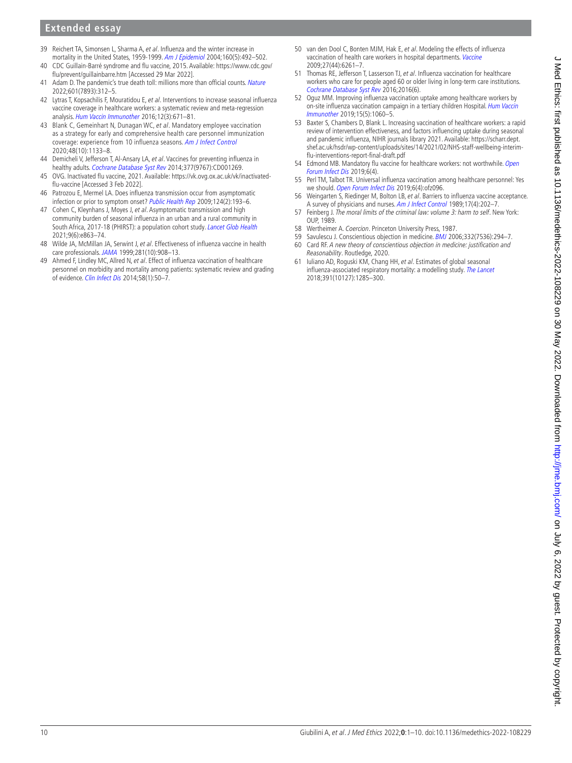39 Reichert TA, Simonsen L, Sharma A, *et al*. Influenza and the winter increase in mortality in the United States, 1959-1999. *Am J Epidemiol* 2004;160(5):492–502.
40 CDC Guillain-Barré syndrome and flu vaccine, 2015. Available: https://www.cdc.gov/flu/prevent/guillainbarre.htm [Accessed 29 Mar 2022].
41 Adam D. The pandemic's true death toll: millions more than official counts. *Nature* 2022;601(7893):312–5.
42 Lytras T, Kopsachilis F, Mouratidou E, *et al*. Interventions to increase seasonal influenza vaccine coverage in healthcare workers: a systematic review and meta-regression analysis. *Hum Vaccin Immunother* 2016;12(3):671–81.
43 Blank C, Gemeinhart N, Dunagan WC, *et al*. Mandatory employee vaccination as a strategy for early and comprehensive health care personnel immunization coverage: experience from 10 influenza seasons. *Am J Infect Control* 2020;48(10):1133–8.
44 Demicheli V, Jefferson T, Al-Ansary LA, *et al*. Vaccines for preventing influenza in healthy adults. *Cochrane Database Syst Rev* 2014;377(9767):CD001269.
45 OVG. Inactivated flu vaccine, 2021. Available: https://vk.ovg.ox.ac.uk/vk/inactivated-flu-vaccine [Accessed 3 Feb 2022].
46 Patrozou E, Mermel LA. Does influenza transmission occur from asymptomatic infection or prior to symptom onset? *Public Health Rep* 2009;124(2):193–6.
47 Cohen C, Kleynhans J, Moyes J, *et al*. Asymptomatic transmission and high community burden of seasonal influenza in an urban and a rural community in South Africa, 2017-18 (PHIRST): a population cohort study. *Lancet Glob Health* 2021;9(6):e863–74.
48 Wilde JA, McMillan JA, Serwint J, *et al*. Effectiveness of influenza vaccine in health care professionals. *JAMA* 1999;281(10):908–13.
49 Ahmed F, Lindley MC, Allred N, *et al*. Effect of influenza vaccination of healthcare personnel on morbidity and mortality among patients: systematic review and grading of evidence. *Clin Infect Dis* 2014;58(1):50–7.
50 van den Dool C, Bonten MJM, Hak E, *et al*. Modeling the effects of influenza vaccination of health care workers in hospital departments. *Vaccine* 2009;27(44):6261–7.
51 Thomas RE, Jefferson T, Lasserson TJ, *et al*. Influenza vaccination for healthcare workers who care for people aged 60 or older living in long-term care institutions. *Cochrane Database Syst Rev* 2016;2016(6).
52 Oguz MM. Improving influenza vaccination uptake among healthcare workers by on-site influenza vaccination campaign in a tertiary children Hospital. *Hum Vaccin Immunother* 2019;15(5):1060–5.
53 Baxter S, Chambers D, Blank L. Increasing vaccination of healthcare workers: a rapid review of intervention effectiveness, and factors influencing uptake during seasonal and pandemic influenza, NIHR journals library 2021. Available: https://scharr.dept.shef.ac.uk/hsdr/wp-content/uploads/sites/14/2021/02/NHS-staff-wellbeing-interim-flu-interventions-report-final-draft.pdf
54 Edmond MB. Mandatory flu vaccine for healthcare workers: not worthwhile. *Open Forum Infect Dis* 2019;6(4).
55 Perl TM, Talbot TR. Universal influenza vaccination among healthcare personnel: Yes we should. *Open Forum Infect Dis* 2019;6(4):ofz096.
56 Weingarten S, Riedinger M, Bolton LB, *et al*. Barriers to influenza vaccine acceptance. A survey of physicians and nurses. *Am J Infect Control* 1989;17(4):202–7.
57 Feinberg J. *The moral limits of the criminal law: volume 3: harm to self*. New York: OUP, 1989.
58 Wertheimer A. *Coercion*. Princeton University Press, 1987.
59 Savulescu J. Conscientious objection in medicine. *BMJ* 2006;332(7536):294–7.
60 Card RF. *A new theory of conscientious objection in medicine: justification and Reasonability*. Routledge, 2020.
61 Iuliano AD, Roguski KM, Chang HH, *et al*. Estimates of global seasonal influenza-associated respiratory mortality: a modelling study. *The Lancet* 2018;391(10127):1285–300.